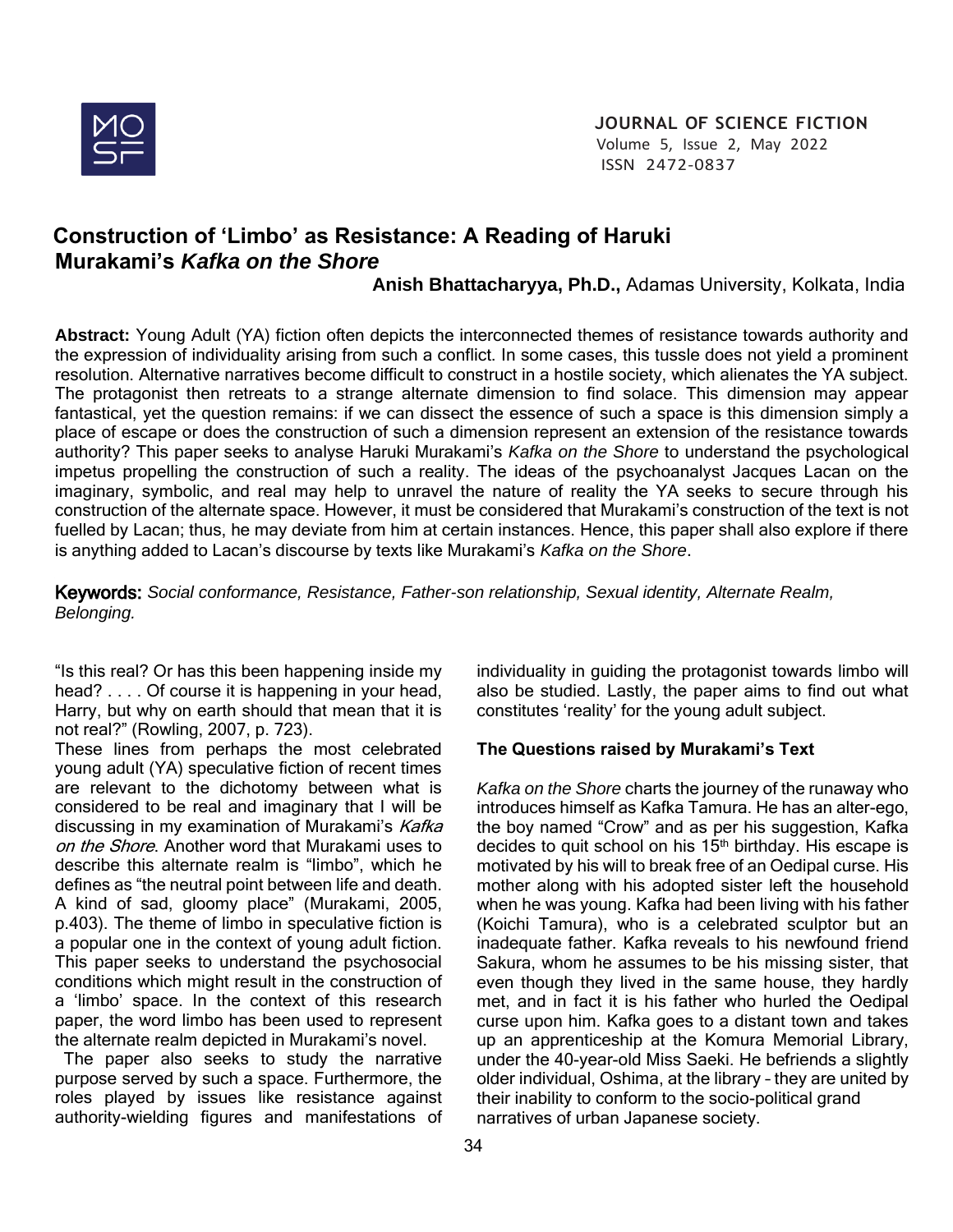# Construction of 'Limbo' as Resistance: A Reading of Haruki Murakami's *Kafka on the Shore*

**Anish Bhattacharyya, Ph.D.,** Adamas University, Kolkata, India

**Abstract:** Young Adult (YA) fiction often depicts the interconnected themes of resistance towards authority and the expression of individuality arising from such a conflict. In some cases, this tussle does not yield a prominent resolution. Alternative narratives become difficult to construct in a hostile society, which alienates the YA subject. The protagonist then retreats to a strange alternate dimension to find solace. This dimension may appear fantastical, yet the question remains: if we can dissect the essence of such a space is this dimension simply a place of escape or does the construction of such a dimension represent an extension of the resistance towards authority? This paper seeks to analyse Haruki Murakami's *Kafka on the Shore* to understand the psychological impetus propelling the construction of such a reality. The ideas of the psychoanalyst Jacques Lacan on the imaginary, symbolic, and real may help to unravel the nature of reality the YA seeks to secure through his construction of the alternate space. However, it must be considered that Murakami's construction of the text is not fuelled by Lacan; thus, he may deviate from him at certain instances. Hence, this paper shall also explore if there is anything added to Lacan's discourse by texts like Murakami's *Kafka on the Shore*.

**Keywords:** *Social conformance, Resistance, Father-son relationship, Sexual identity, Alternate Realm, Belonging.*

"Is this real? Or has this been happening inside my head? . . . . Of course it is happening in your head, Harry, but why on earth should that mean that it is not real?" (Rowling, 2007, p. 723).

These lines from perhaps the most celebrated young adult (YA) speculative fiction of recent times are relevant to the dichotomy between what is considered to be real and imaginary that I will be discussing in my examination of Murakami's *Kafka on the Shore*. Another word that Murakami uses to describe this alternate realm is "limbo", which he defines as "the neutral point between life and death. A kind of sad, gloomy place" (Murakami, 2005, p.403). The theme of limbo in speculative fiction is a popular one in the context of young adult fiction. This paper seeks to understand the psychosocial conditions which might result in the construction of a 'limbo' space. In the context of this research paper, the word limbo has been used to represent the alternate realm depicted in Murakami's novel.

The paper also seeks to study the narrative purpose served by such a space. Furthermore, the roles played by issues like resistance against authority-wielding figures and manifestations of individuality in guiding the protagonist towards limbo will also be studied. Lastly, the paper aims to find out what constitutes 'reality' for the young adult subject.

### The Questions raised by Murakami's Text

*Kafka on the Shore* charts the journey of the runaway who introduces himself as Kafka Tamura. He has an alter-ego, the boy named "Crow" and as per his suggestion, Kafka decides to quit school on his 15th birthday. His escape is motivated by his will to break free of an Oedipal curse. His mother along with his adopted sister left the household when he was young. Kafka had been living with his father (Koichi Tamura), who is a celebrated sculptor but an inadequate father. Kafka reveals to his newfound friend Sakura, whom he assumes to be his missing sister, that even though they lived in the same house, they hardly met, and in fact it is his father who hurled the Oedipal curse upon him. Kafka goes to a distant town and takes up an apprenticeship at the Komura Memorial Library, under the 40-year-old Miss Saeki. He befriends a slightly older individual, Oshima, at the library – they are united by their inability to conform to the socio-political grand narratives of urban Japanese society.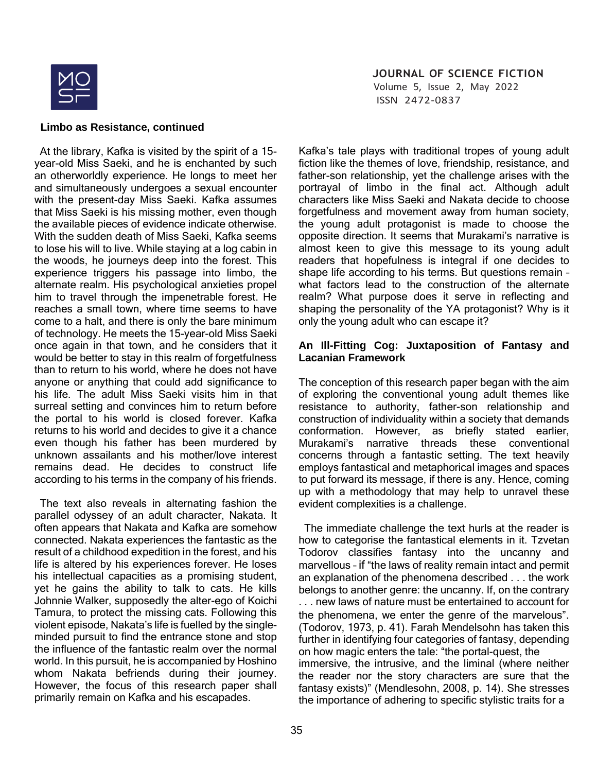**Limbo as Resistance, continued**

At the library, Kafka is visited by the spirit of a 15-year-old Miss Saeki, and he is enchanted by such an otherworldly experience. He longs to meet her and simultaneously undergoes a sexual encounter with the present-day Miss Saeki. Kafka assumes that Miss Saeki is his missing mother, even though the available pieces of evidence indicate otherwise. With the sudden death of Miss Saeki, Kafka seems to lose his will to live. While staying at a log cabin in the woods, he journeys deep into the forest. This experience triggers his passage into limbo, the alternate realm. His psychological anxieties propel him to travel through the impenetrable forest. He reaches a small town, where time seems to have come to a halt, and there is only the bare minimum of technology. He meets the 15-year-old Miss Saeki once again in that town, and he considers that it would be better to stay in this realm of forgetfulness than to return to his world, where he does not have anyone or anything that could add significance to his life. The adult Miss Saeki visits him in that surreal setting and convinces him to return before the portal to his world is closed forever. Kafka returns to his world and decides to give it a chance even though his father has been murdered by unknown assailants and his mother/love interest remains dead. He decides to construct life according to his terms in the company of his friends.

The text also reveals in alternating fashion the parallel odyssey of an adult character, Nakata. It often appears that Nakata and Kafka are somehow connected. Nakata experiences the fantastic as the result of a childhood expedition in the forest, and his life is altered by his experiences forever. He loses his intellectual capacities as a promising student, yet he gains the ability to talk to cats. He kills Johnnie Walker, supposedly the alter-ego of Koichi Tamura, to protect the missing cats. Following this violent episode, Nakata's life is fuelled by the single-minded pursuit to find the entrance stone and stop the influence of the fantastic realm over the normal world. In this pursuit, he is accompanied by Hoshino whom Nakata befriends during their journey. However, the focus of this research paper shall primarily remain on Kafka and his escapades.

Kafka's tale plays with traditional tropes of young adult fiction like the themes of love, friendship, resistance, and father-son relationship, yet the challenge arises with the portrayal of limbo in the final act. Although adult characters like Miss Saeki and Nakata decide to choose forgetfulness and movement away from human society, the young adult protagonist is made to choose the opposite direction. It seems that Murakami's narrative is almost keen to give this message to its young adult readers that hopefulness is integral if one decides to shape life according to his terms. But questions remain – what factors lead to the construction of the alternate realm? What purpose does it serve in reflecting and shaping the personality of the YA protagonist? Why is it only the young adult who can escape it?

**An Ill-Fitting Cog: Juxtaposition of Fantasy and Lacanian Framework**

The conception of this research paper began with the aim of exploring the conventional young adult themes like resistance to authority, father-son relationship and construction of individuality within a society that demands conformation. However, as briefly stated earlier, Murakami's narrative threads these conventional concerns through a fantastic setting. The text heavily employs fantastical and metaphorical images and spaces to put forward its message, if there is any. Hence, coming up with a methodology that may help to unravel these evident complexities is a challenge.

The immediate challenge the text hurls at the reader is how to categorise the fantastical elements in it. Tzvetan Todorov classifies fantasy into the uncanny and marvellous – if "the laws of reality remain intact and permit an explanation of the phenomena described . . . the work belongs to another genre: the uncanny. If, on the contrary . . . new laws of nature must be entertained to account for the phenomena, we enter the genre of the marvelous". (Todorov, 1973, p. 41). Farah Mendelsohn has taken this further in identifying four categories of fantasy, depending on how magic enters the tale: "the portal-quest, the immersive, the intrusive, and the liminal (where neither the reader nor the story characters are sure that the fantasy exists)" (Mendlesohn, 2008, p. 14). She stresses the importance of adhering to specific stylistic traits for a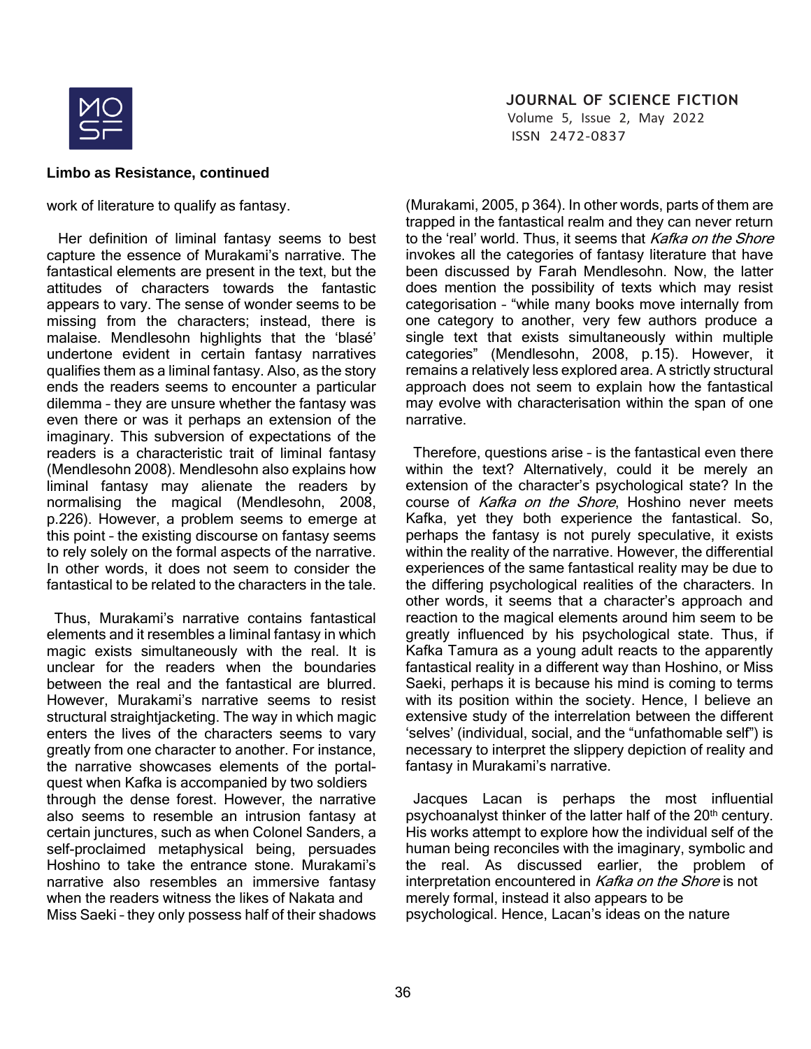work of literature to qualify as fantasy.

Her definition of liminal fantasy seems to best capture the essence of Murakami's narrative. The fantastical elements are present in the text, but the attitudes of characters towards the fantastic appears to vary. The sense of wonder seems to be missing from the characters; instead, there is malaise. Mendlesohn highlights that the 'blasé' undertone evident in certain fantasy narratives qualifies them as a liminal fantasy. Also, as the story ends the readers seems to encounter a particular dilemma – they are unsure whether the fantasy was even there or was it perhaps an extension of the imaginary. This subversion of expectations of the readers is a characteristic trait of liminal fantasy (Mendlesohn 2008). Mendlesohn also explains how liminal fantasy may alienate the readers by normalising the magical (Mendlesohn, 2008, p.226). However, a problem seems to emerge at this point – the existing discourse on fantasy seems to rely solely on the formal aspects of the narrative. In other words, it does not seem to consider the fantastical to be related to the characters in the tale.

Thus, Murakami's narrative contains fantastical elements and it resembles a liminal fantasy in which magic exists simultaneously with the real. It is unclear for the readers when the boundaries between the real and the fantastical are blurred. However, Murakami's narrative seems to resist structural straightjacketing. The way in which magic enters the lives of the characters seems to vary greatly from one character to another. For instance, the narrative showcases elements of the portal-quest when Kafka is accompanied by two soldiers through the dense forest. However, the narrative also seems to resemble an intrusion fantasy at certain junctures, such as when Colonel Sanders, a self-proclaimed metaphysical being, persuades Hoshino to take the entrance stone. Murakami's narrative also resembles an immersive fantasy when the readers witness the likes of Nakata and Miss Saeki – they only possess half of their shadows (Murakami, 2005, p 364). In other words, parts of them are trapped in the fantastical realm and they can never return to the 'real' world. Thus, it seems that *Kafka on the Shore* invokes all the categories of fantasy literature that have been discussed by Farah Mendlesohn. Now, the latter does mention the possibility of texts which may resist categorisation – "while many books move internally from one category to another, very few authors produce a single text that exists simultaneously within multiple categories" (Mendlesohn, 2008, p.15). However, it remains a relatively less explored area. A strictly structural approach does not seem to explain how the fantastical may evolve with characterisation within the span of one narrative.

Therefore, questions arise – is the fantastical even there within the text? Alternatively, could it be merely an extension of the character's psychological state? In the course of *Kafka on the Shore*, Hoshino never meets Kafka, yet they both experience the fantastical. So, perhaps the fantasy is not purely speculative, it exists within the reality of the narrative. However, the differential experiences of the same fantastical reality may be due to the differing psychological realities of the characters. In other words, it seems that a character's approach and reaction to the magical elements around him seem to be greatly influenced by his psychological state. Thus, if Kafka Tamura as a young adult reacts to the apparently fantastical reality in a different way than Hoshino, or Miss Saeki, perhaps it is because his mind is coming to terms with its position within the society. Hence, I believe an extensive study of the interrelation between the different 'selves' (individual, social, and the "unfathomable self") is necessary to interpret the slippery depiction of reality and fantasy in Murakami's narrative.

Jacques Lacan is perhaps the most influential psychoanalyst thinker of the latter half of the 20th century. His works attempt to explore how the individual self of the human being reconciles with the imaginary, symbolic and the real. As discussed earlier, the problem of interpretation encountered in *Kafka on the Shore* is not merely formal, instead it also appears to be psychological. Hence, Lacan's ideas on the nature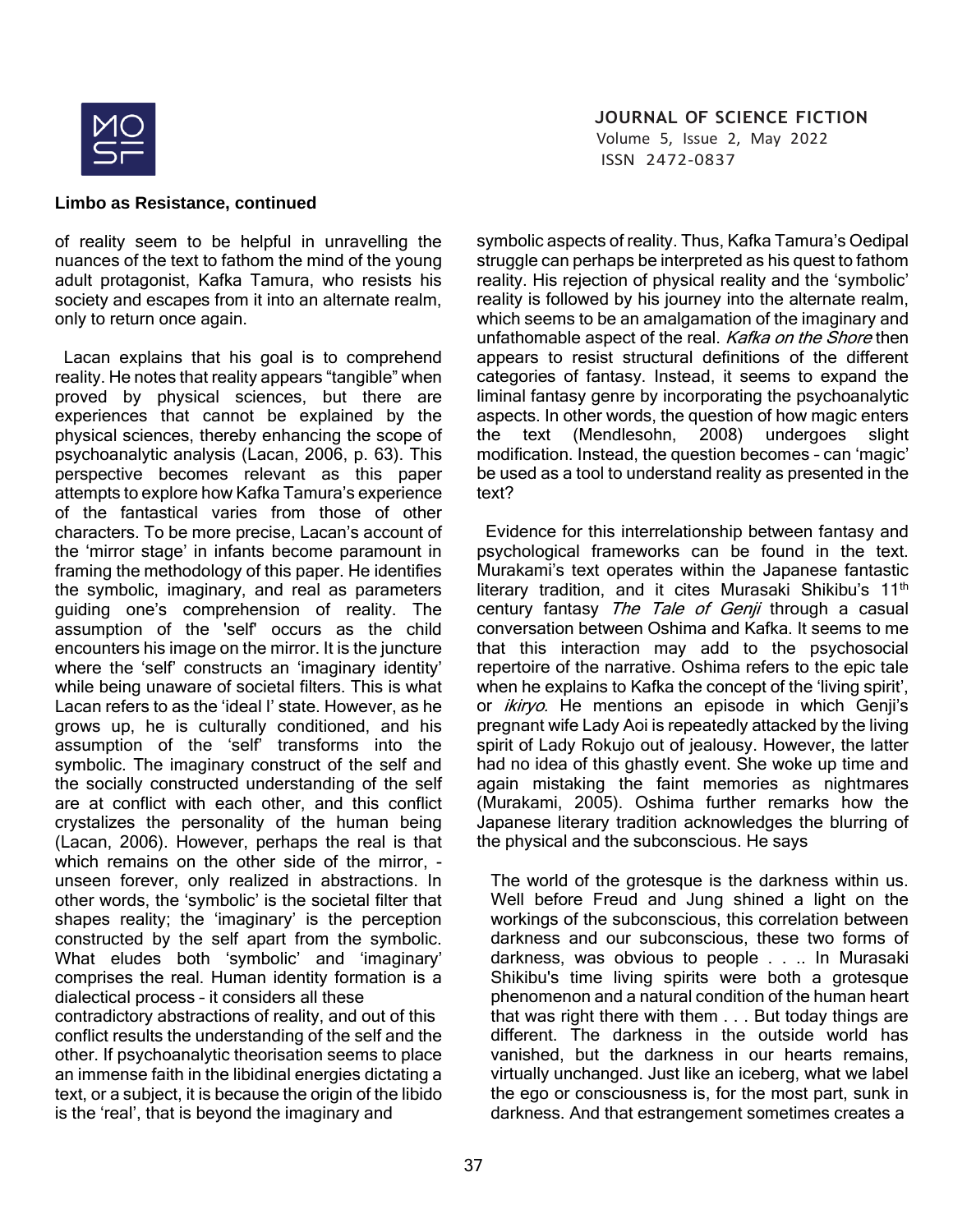of reality seem to be helpful in unravelling the nuances of the text to fathom the mind of the young adult protagonist, Kafka Tamura, who resists his society and escapes from it into an alternate realm, only to return once again.

Lacan explains that his goal is to comprehend reality. He notes that reality appears "tangible" when proved by physical sciences, but there are experiences that cannot be explained by the physical sciences, thereby enhancing the scope of psychoanalytic analysis (Lacan, 2006, p. 63). This perspective becomes relevant as this paper attempts to explore how Kafka Tamura's experience of the fantastical varies from those of other characters. To be more precise, Lacan's account of the 'mirror stage' in infants become paramount in framing the methodology of this paper. He identifies the symbolic, imaginary, and real as parameters guiding one's comprehension of reality. The assumption of the 'self' occurs as the child encounters his image on the mirror. It is the juncture where the 'self' constructs an 'imaginary identity' while being unaware of societal filters. This is what Lacan refers to as the 'ideal I' state. However, as he grows up, he is culturally conditioned, and his assumption of the 'self' transforms into the symbolic. The imaginary construct of the self and the socially constructed understanding of the self are at conflict with each other, and this conflict crystalizes the personality of the human being (Lacan, 2006). However, perhaps the real is that which remains on the other side of the mirror, - unseen forever, only realized in abstractions. In other words, the 'symbolic' is the societal filter that shapes reality; the 'imaginary' is the perception constructed by the self apart from the symbolic. What eludes both 'symbolic' and 'imaginary' comprises the real. Human identity formation is a dialectical process – it considers all these contradictory abstractions of reality, and out of this conflict results the understanding of the self and the other. If psychoanalytic theorisation seems to place an immense faith in the libidinal energies dictating a text, or a subject, it is because the origin of the libido is the 'real', that is beyond the imaginary and symbolic aspects of reality. Thus, Kafka Tamura's Oedipal struggle can perhaps be interpreted as his quest to fathom reality. His rejection of physical reality and the 'symbolic' reality is followed by his journey into the alternate realm, which seems to be an amalgamation of the imaginary and unfathomable aspect of the real. *Kafka on the Shore* then appears to resist structural definitions of the different categories of fantasy. Instead, it seems to expand the liminal fantasy genre by incorporating the psychoanalytic aspects. In other words, the question of how magic enters the text (Mendlesohn, 2008) undergoes slight modification. Instead, the question becomes – can 'magic' be used as a tool to understand reality as presented in the text?

Evidence for this interrelationship between fantasy and psychological frameworks can be found in the text. Murakami's text operates within the Japanese fantastic literary tradition, and it cites Murasaki Shikibu's 11th century fantasy *The Tale of Genji* through a casual conversation between Oshima and Kafka. It seems to me that this interaction may add to the psychosocial repertoire of the narrative. Oshima refers to the epic tale when he explains to Kafka the concept of the 'living spirit', or *ikiryo.* He mentions an episode in which Genji's pregnant wife Lady Aoi is repeatedly attacked by the living spirit of Lady Rokujo out of jealousy. However, the latter had no idea of this ghastly event. She woke up time and again mistaking the faint memories as nightmares (Murakami, 2005). Oshima further remarks how the Japanese literary tradition acknowledges the blurring of the physical and the subconscious. He says

> The world of the grotesque is the darkness within us. Well before Freud and Jung shined a light on the workings of the subconscious, this correlation between darkness and our subconscious, these two forms of darkness, was obvious to people . . .. In Murasaki Shikibu's time living spirits were both a grotesque phenomenon and a natural condition of the human heart that was right there with them . . . But today things are different. The darkness in the outside world has vanished, but the darkness in our hearts remains, virtually unchanged. Just like an iceberg, what we label the ego or consciousness is, for the most part, sunk in darkness. And that estrangement sometimes creates a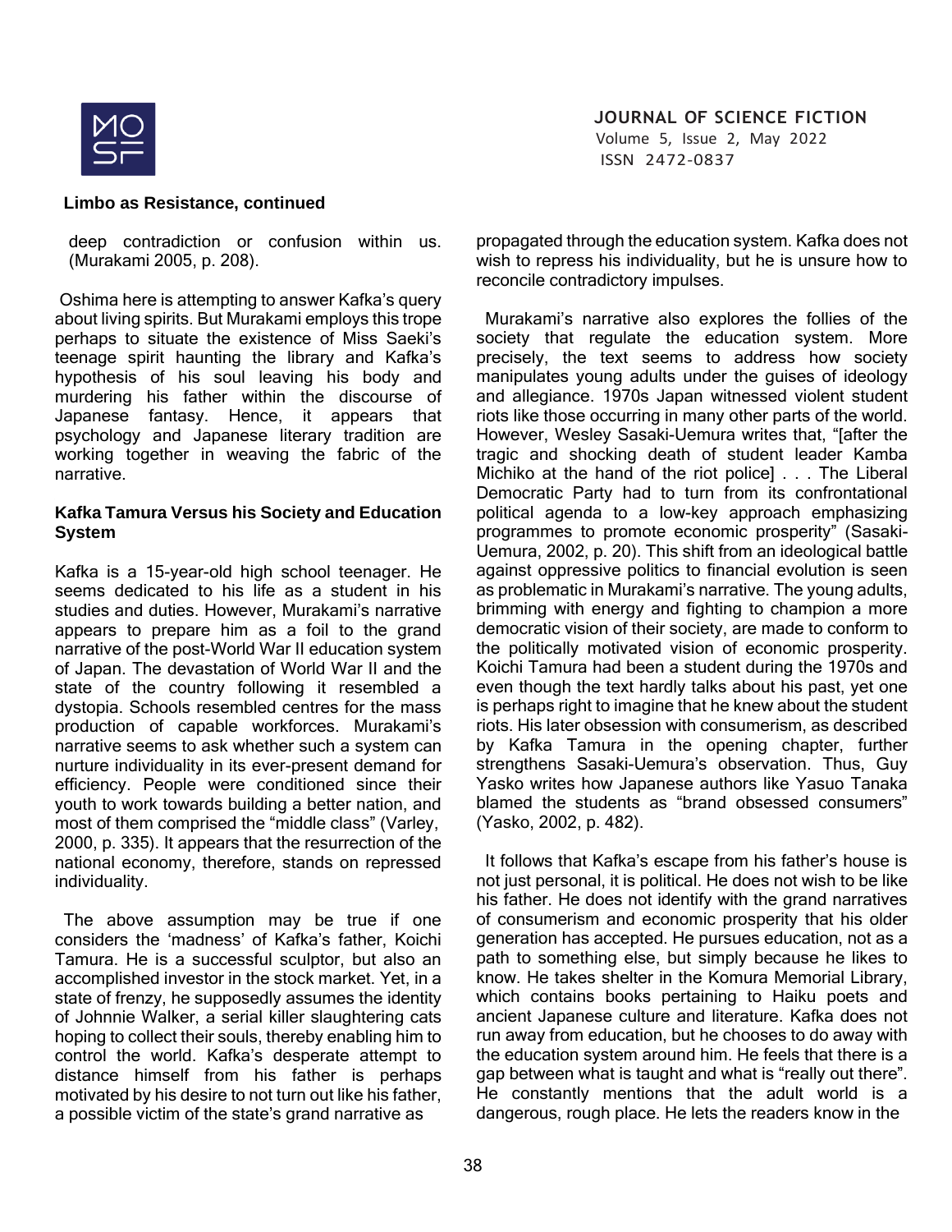deep contradiction or confusion within us. (Murakami 2005, p. 208).

Oshima here is attempting to answer Kafka's query about living spirits. But Murakami employs this trope perhaps to situate the existence of Miss Saeki's teenage spirit haunting the library and Kafka's hypothesis of his soul leaving his body and murdering his father within the discourse of Japanese fantasy. Hence, it appears that psychology and Japanese literary tradition are working together in weaving the fabric of the narrative.

## Kafka Tamura Versus his Society and Education System

Kafka is a 15-year-old high school teenager. He seems dedicated to his life as a student in his studies and duties. However, Murakami's narrative appears to prepare him as a foil to the grand narrative of the post-World War II education system of Japan. The devastation of World War II and the state of the country following it resembled a dystopia. Schools resembled centres for the mass production of capable workforces. Murakami's narrative seems to ask whether such a system can nurture individuality in its ever-present demand for efficiency. People were conditioned since their youth to work towards building a better nation, and most of them comprised the "middle class" (Varley, 2000, p. 335). It appears that the resurrection of the national economy, therefore, stands on repressed individuality.

The above assumption may be true if one considers the 'madness' of Kafka's father, Koichi Tamura. He is a successful sculptor, but also an accomplished investor in the stock market. Yet, in a state of frenzy, he supposedly assumes the identity of Johnnie Walker, a serial killer slaughtering cats hoping to collect their souls, thereby enabling him to control the world. Kafka's desperate attempt to distance himself from his father is perhaps motivated by his desire to not turn out like his father, a possible victim of the state's grand narrative as propagated through the education system. Kafka does not wish to repress his individuality, but he is unsure how to reconcile contradictory impulses.

Murakami's narrative also explores the follies of the society that regulate the education system. More precisely, the text seems to address how society manipulates young adults under the guises of ideology and allegiance. 1970s Japan witnessed violent student riots like those occurring in many other parts of the world. However, Wesley Sasaki-Uemura writes that, "[after the tragic and shocking death of student leader Kamba Michiko at the hand of the riot police] . . . The Liberal Democratic Party had to turn from its confrontational political agenda to a low-key approach emphasizing programmes to promote economic prosperity" (Sasaki-Uemura, 2002, p. 20). This shift from an ideological battle against oppressive politics to financial evolution is seen as problematic in Murakami's narrative. The young adults, brimming with energy and fighting to champion a more democratic vision of their society, are made to conform to the politically motivated vision of economic prosperity. Koichi Tamura had been a student during the 1970s and even though the text hardly talks about his past, yet one is perhaps right to imagine that he knew about the student riots. His later obsession with consumerism, as described by Kafka Tamura in the opening chapter, further strengthens Sasaki-Uemura's observation. Thus, Guy Yasko writes how Japanese authors like Yasuo Tanaka blamed the students as "brand obsessed consumers" (Yasko, 2002, p. 482).

It follows that Kafka's escape from his father's house is not just personal, it is political. He does not wish to be like his father. He does not identify with the grand narratives of consumerism and economic prosperity that his older generation has accepted. He pursues education, not as a path to something else, but simply because he likes to know. He takes shelter in the Komura Memorial Library, which contains books pertaining to Haiku poets and ancient Japanese culture and literature. Kafka does not run away from education, but he chooses to do away with the education system around him. He feels that there is a gap between what is taught and what is "really out there". He constantly mentions that the adult world is a dangerous, rough place. He lets the readers know in the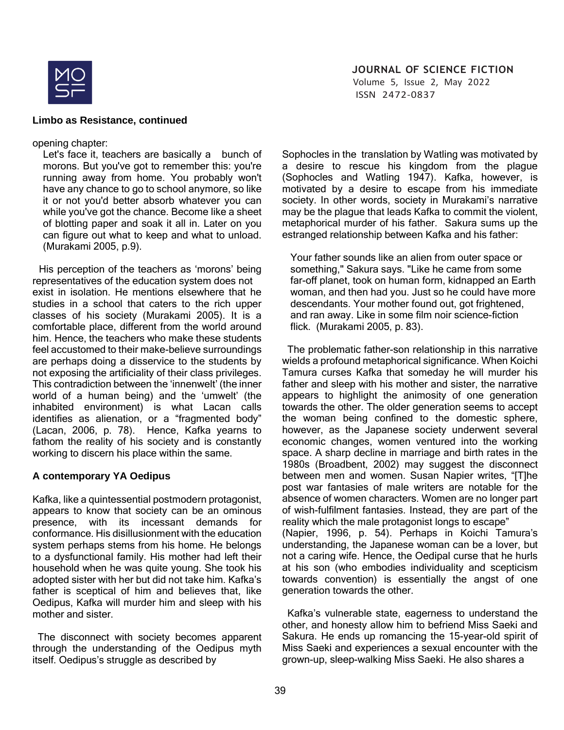**Limbo as Resistance, continued**

opening chapter:

> Let's face it, teachers are basically a bunch of morons. But you've got to remember this: you're running away from home. You probably won't have any chance to go to school anymore, so like it or not you'd better absorb whatever you can while you've got the chance. Become like a sheet of blotting paper and soak it all in. Later on you can figure out what to keep and what to unload. (Murakami 2005, p.9).

His perception of the teachers as 'morons' being representatives of the education system does not exist in isolation. He mentions elsewhere that he studies in a school that caters to the rich upper classes of his society (Murakami 2005). It is a comfortable place, different from the world around him. Hence, the teachers who make these students feel accustomed to their make-believe surroundings are perhaps doing a disservice to the students by not exposing the artificiality of their class privileges. This contradiction between the 'innenwelt' (the inner world of a human being) and the 'umwelt' (the inhabited environment) is what Lacan calls identifies as alienation, or a "fragmented body" (Lacan, 2006, p. 78). Hence, Kafka yearns to fathom the reality of his society and is constantly working to discern his place within the same.

**A contemporary YA Oedipus**

Kafka, like a quintessential postmodern protagonist, appears to know that society can be an ominous presence, with its incessant demands for conformance. His disillusionment with the education system perhaps stems from his home. He belongs to a dysfunctional family. His mother had left their household when he was quite young. She took his adopted sister with her but did not take him. Kafka's father is sceptical of him and believes that, like Oedipus, Kafka will murder him and sleep with his mother and sister.

The disconnect with society becomes apparent through the understanding of the Oedipus myth itself. Oedipus's struggle as described by Sophocles in the translation by Watling was motivated by a desire to rescue his kingdom from the plague (Sophocles and Watling 1947). Kafka, however, is motivated by a desire to escape from his immediate society. In other words, society in Murakami's narrative may be the plague that leads Kafka to commit the violent, metaphorical murder of his father. Sakura sums up the estranged relationship between Kafka and his father:

> Your father sounds like an alien from outer space or something," Sakura says. "Like he came from some far-off planet, took on human form, kidnapped an Earth woman, and then had you. Just so he could have more descendants. Your mother found out, got frightened, and ran away. Like in some film noir science-fiction flick. (Murakami 2005, p. 83).

The problematic father-son relationship in this narrative wields a profound metaphorical significance. When Koichi Tamura curses Kafka that someday he will murder his father and sleep with his mother and sister, the narrative appears to highlight the animosity of one generation towards the other. The older generation seems to accept the woman being confined to the domestic sphere, however, as the Japanese society underwent several economic changes, women ventured into the working space. A sharp decline in marriage and birth rates in the 1980s (Broadbent, 2002) may suggest the disconnect between men and women. Susan Napier writes, "[T]he post war fantasies of male writers are notable for the absence of women characters. Women are no longer part of wish-fulfilment fantasies. Instead, they are part of the reality which the male protagonist longs to escape" (Napier, 1996, p. 54). Perhaps in Koichi Tamura's understanding, the Japanese woman can be a lover, but not a caring wife. Hence, the Oedipal curse that he hurls at his son (who embodies individuality and scepticism towards convention) is essentially the angst of one generation towards the other.

Kafka's vulnerable state, eagerness to understand the other, and honesty allow him to befriend Miss Saeki and Sakura. He ends up romancing the 15-year-old spirit of Miss Saeki and experiences a sexual encounter with the grown-up, sleep-walking Miss Saeki. He also shares a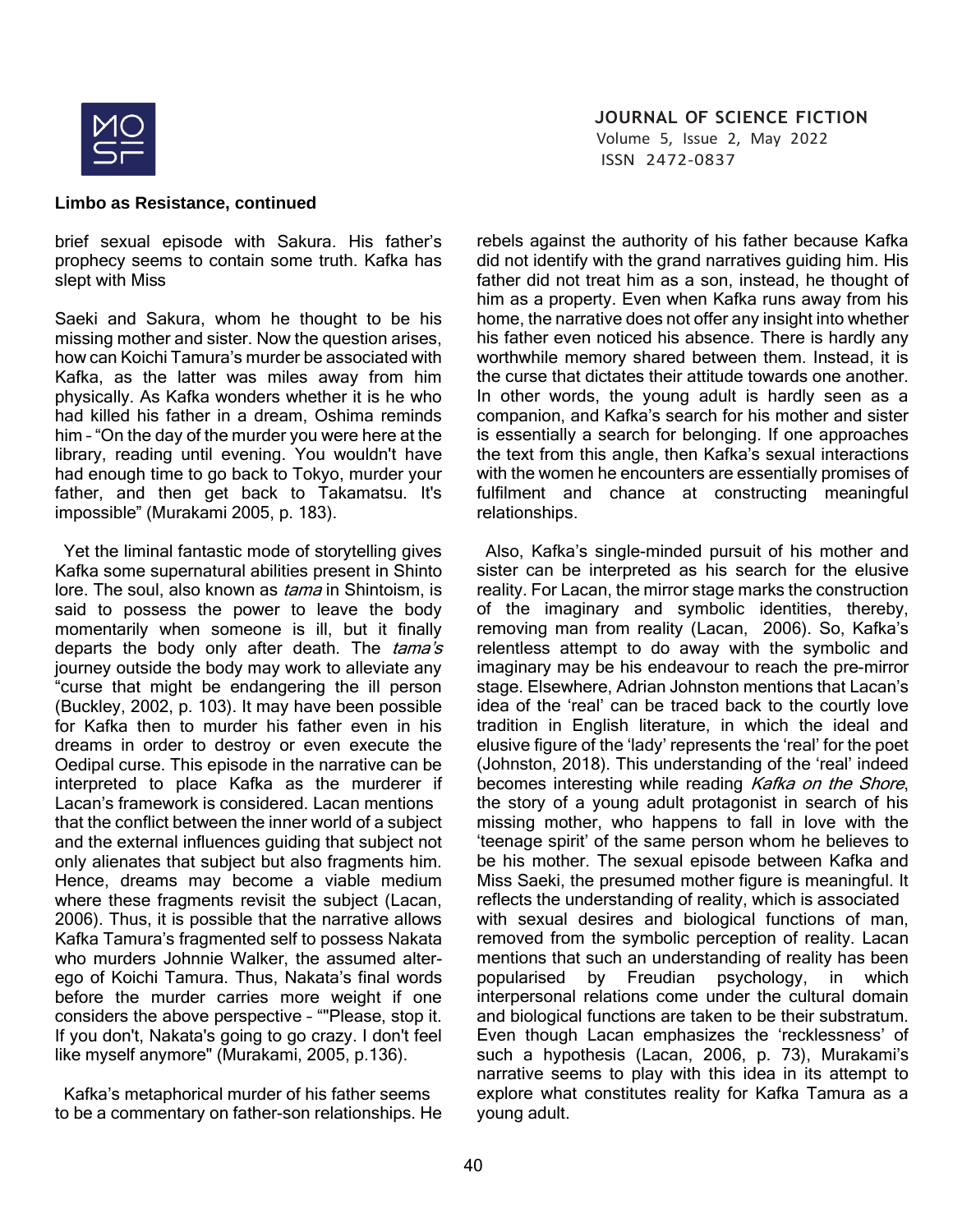brief sexual episode with Sakura. His father's prophecy seems to contain some truth. Kafka has slept with Miss

Saeki and Sakura, whom he thought to be his missing mother and sister. Now the question arises, how can Koichi Tamura's murder be associated with Kafka, as the latter was miles away from him physically. As Kafka wonders whether it is he who had killed his father in a dream, Oshima reminds him – "On the day of the murder you were here at the library, reading until evening. You wouldn't have had enough time to go back to Tokyo, murder your father, and then get back to Takamatsu. It's impossible" (Murakami 2005, p. 183).

Yet the liminal fantastic mode of storytelling gives Kafka some supernatural abilities present in Shinto lore. The soul, also known as *tama* in Shintoism, is said to possess the power to leave the body momentarily when someone is ill, but it finally departs the body only after death. The *tama's* journey outside the body may work to alleviate any "curse that might be endangering the ill person (Buckley, 2002, p. 103). It may have been possible for Kafka then to murder his father even in his dreams in order to destroy or even execute the Oedipal curse. This episode in the narrative can be interpreted to place Kafka as the murderer if Lacan's framework is considered. Lacan mentions that the conflict between the inner world of a subject and the external influences guiding that subject not only alienates that subject but also fragments him. Hence, dreams may become a viable medium where these fragments revisit the subject (Lacan, 2006). Thus, it is possible that the narrative allows Kafka Tamura's fragmented self to possess Nakata who murders Johnnie Walker, the assumed alter-ego of Koichi Tamura. Thus, Nakata's final words before the murder carries more weight if one considers the above perspective – ""Please, stop it. If you don't, Nakata's going to go crazy. I don't feel like myself anymore" (Murakami, 2005, p.136).

Kafka's metaphorical murder of his father seems to be a commentary on father-son relationships. He rebels against the authority of his father because Kafka did not identify with the grand narratives guiding him. His father did not treat him as a son, instead, he thought of him as a property. Even when Kafka runs away from his home, the narrative does not offer any insight into whether his father even noticed his absence. There is hardly any worthwhile memory shared between them. Instead, it is the curse that dictates their attitude towards one another. In other words, the young adult is hardly seen as a companion, and Kafka's search for his mother and sister is essentially a search for belonging. If one approaches the text from this angle, then Kafka's sexual interactions with the women he encounters are essentially promises of fulfilment and chance at constructing meaningful relationships.

Also, Kafka's single-minded pursuit of his mother and sister can be interpreted as his search for the elusive reality. For Lacan, the mirror stage marks the construction of the imaginary and symbolic identities, thereby, removing man from reality (Lacan, 2006). So, Kafka's relentless attempt to do away with the symbolic and imaginary may be his endeavour to reach the pre-mirror stage. Elsewhere, Adrian Johnston mentions that Lacan's idea of the 'real' can be traced back to the courtly love tradition in English literature, in which the ideal and elusive figure of the 'lady' represents the 'real' for the poet (Johnston, 2018). This understanding of the 'real' indeed becomes interesting while reading *Kafka on the Shore*, the story of a young adult protagonist in search of his missing mother, who happens to fall in love with the 'teenage spirit' of the same person whom he believes to be his mother. The sexual episode between Kafka and Miss Saeki, the presumed mother figure is meaningful. It reflects the understanding of reality, which is associated with sexual desires and biological functions of man, removed from the symbolic perception of reality. Lacan mentions that such an understanding of reality has been popularised by Freudian psychology, in which interpersonal relations come under the cultural domain and biological functions are taken to be their substratum. Even though Lacan emphasizes the 'recklessness' of such a hypothesis (Lacan, 2006, p. 73), Murakami's narrative seems to play with this idea in its attempt to explore what constitutes reality for Kafka Tamura as a young adult.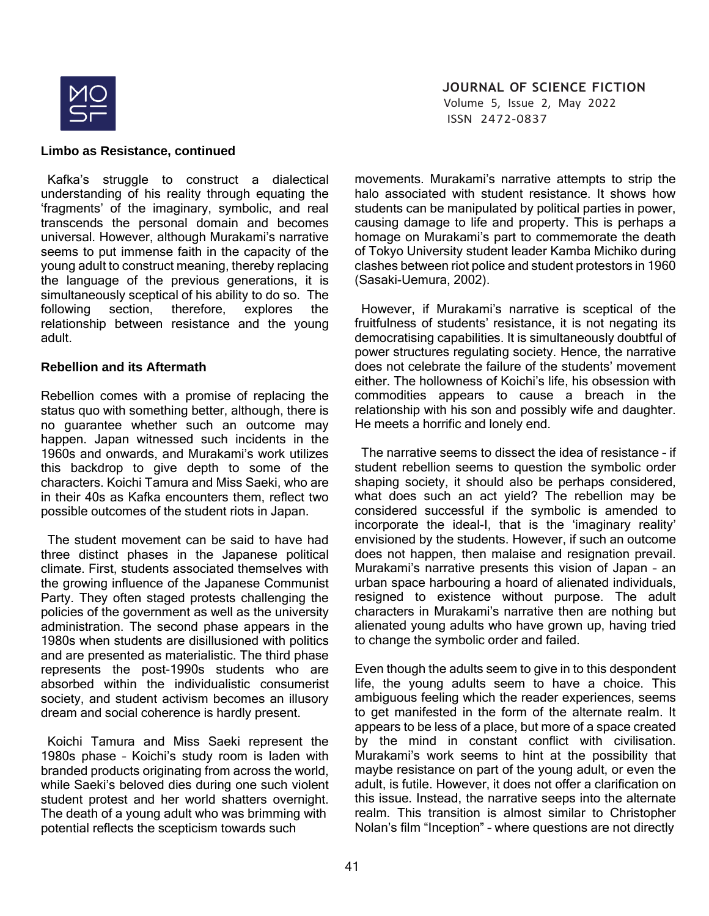### Limbo as Resistance, continued

Kafka's struggle to construct a dialectical understanding of his reality through equating the 'fragments' of the imaginary, symbolic, and real transcends the personal domain and becomes universal. However, although Murakami's narrative seems to put immense faith in the capacity of the young adult to construct meaning, thereby replacing the language of the previous generations, it is simultaneously sceptical of his ability to do so. The following section, therefore, explores the relationship between resistance and the young adult.

### Rebellion and its Aftermath

Rebellion comes with a promise of replacing the status quo with something better, although, there is no guarantee whether such an outcome may happen. Japan witnessed such incidents in the 1960s and onwards, and Murakami's work utilizes this backdrop to give depth to some of the characters. Koichi Tamura and Miss Saeki, who are in their 40s as Kafka encounters them, reflect two possible outcomes of the student riots in Japan.

The student movement can be said to have had three distinct phases in the Japanese political climate. First, students associated themselves with the growing influence of the Japanese Communist Party. They often staged protests challenging the policies of the government as well as the university administration. The second phase appears in the 1980s when students are disillusioned with politics and are presented as materialistic. The third phase represents the post-1990s students who are absorbed within the individualistic consumerist society, and student activism becomes an illusory dream and social coherence is hardly present.

Koichi Tamura and Miss Saeki represent the 1980s phase – Koichi's study room is laden with branded products originating from across the world, while Saeki's beloved dies during one such violent student protest and her world shatters overnight. The death of a young adult who was brimming with potential reflects the scepticism towards such movements. Murakami's narrative attempts to strip the halo associated with student resistance. It shows how students can be manipulated by political parties in power, causing damage to life and property. This is perhaps a homage on Murakami's part to commemorate the death of Tokyo University student leader Kamba Michiko during clashes between riot police and student protestors in 1960 (Sasaki-Uemura, 2002).

However, if Murakami's narrative is sceptical of the fruitfulness of students' resistance, it is not negating its democratising capabilities. It is simultaneously doubtful of power structures regulating society. Hence, the narrative does not celebrate the failure of the students' movement either. The hollowness of Koichi's life, his obsession with commodities appears to cause a breach in the relationship with his son and possibly wife and daughter. He meets a horrific and lonely end.

The narrative seems to dissect the idea of resistance – if student rebellion seems to question the symbolic order shaping society, it should also be perhaps considered, what does such an act yield? The rebellion may be considered successful if the symbolic is amended to incorporate the ideal-I, that is the 'imaginary reality' envisioned by the students. However, if such an outcome does not happen, then malaise and resignation prevail. Murakami's narrative presents this vision of Japan – an urban space harbouring a hoard of alienated individuals, resigned to existence without purpose. The adult characters in Murakami's narrative then are nothing but alienated young adults who have grown up, having tried to change the symbolic order and failed.

Even though the adults seem to give in to this despondent life, the young adults seem to have a choice. This ambiguous feeling which the reader experiences, seems to get manifested in the form of the alternate realm. It appears to be less of a place, but more of a space created by the mind in constant conflict with civilisation. Murakami's work seems to hint at the possibility that maybe resistance on part of the young adult, or even the adult, is futile. However, it does not offer a clarification on this issue. Instead, the narrative seeps into the alternate realm. This transition is almost similar to Christopher Nolan's film "Inception" – where questions are not directly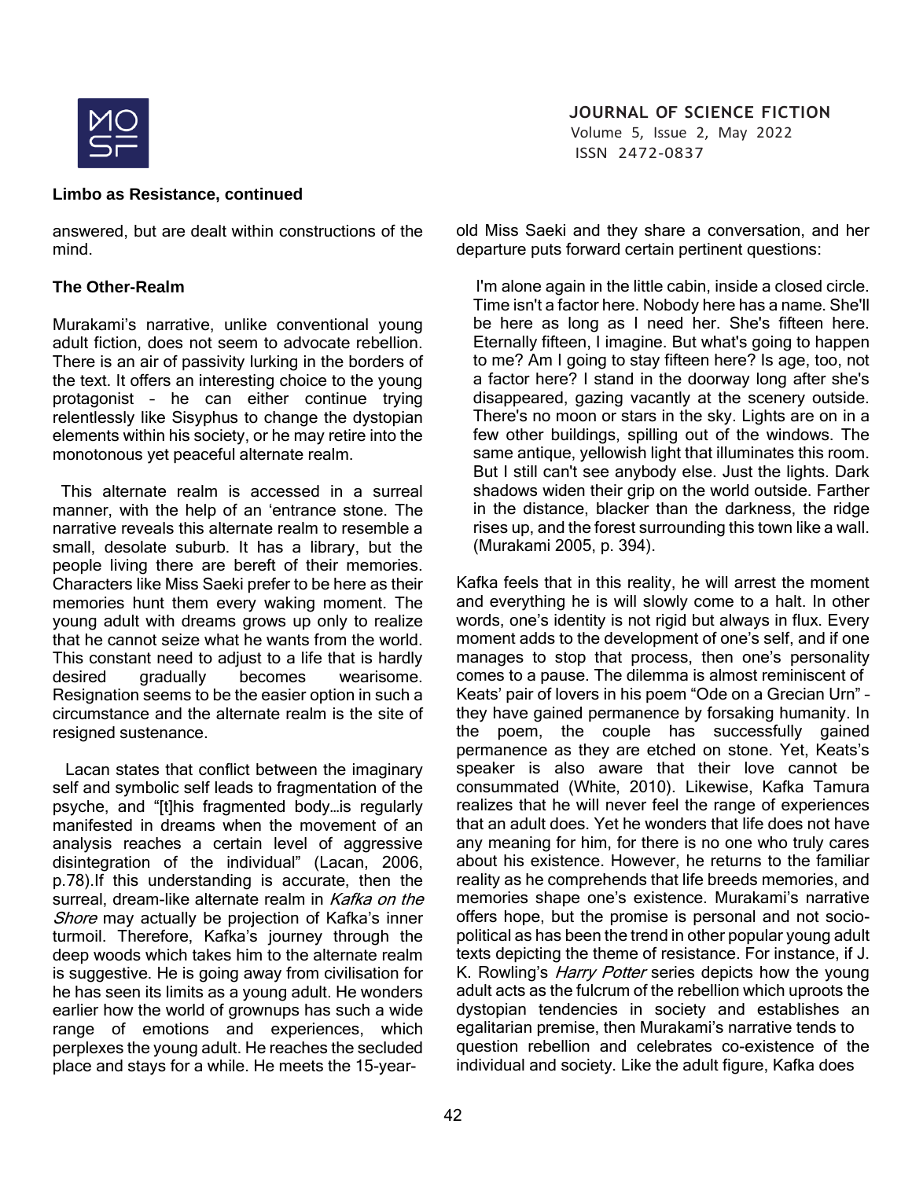**Limbo as Resistance, continued**

answered, but are dealt within constructions of the mind.

### The Other-Realm

Murakami's narrative, unlike conventional young adult fiction, does not seem to advocate rebellion. There is an air of passivity lurking in the borders of the text. It offers an interesting choice to the young protagonist – he can either continue trying relentlessly like Sisyphus to change the dystopian elements within his society, or he may retire into the monotonous yet peaceful alternate realm.

This alternate realm is accessed in a surreal manner, with the help of an 'entrance stone. The narrative reveals this alternate realm to resemble a small, desolate suburb. It has a library, but the people living there are bereft of their memories. Characters like Miss Saeki prefer to be here as their memories hunt them every waking moment. The young adult with dreams grows up only to realize that he cannot seize what he wants from the world. This constant need to adjust to a life that is hardly desired gradually becomes wearisome. Resignation seems to be the easier option in such a circumstance and the alternate realm is the site of resigned sustenance.

Lacan states that conflict between the imaginary self and symbolic self leads to fragmentation of the psyche, and "[t]his fragmented body…is regularly manifested in dreams when the movement of an analysis reaches a certain level of aggressive disintegration of the individual" (Lacan, 2006, p.78).If this understanding is accurate, then the surreal, dream-like alternate realm in *Kafka on the Shore* may actually be projection of Kafka's inner turmoil. Therefore, Kafka's journey through the deep woods which takes him to the alternate realm is suggestive. He is going away from civilisation for he has seen its limits as a young adult. He wonders earlier how the world of grownups has such a wide range of emotions and experiences, which perplexes the young adult. He reaches the secluded place and stays for a while. He meets the 15-year-old Miss Saeki and they share a conversation, and her departure puts forward certain pertinent questions:

> I'm alone again in the little cabin, inside a closed circle. Time isn't a factor here. Nobody here has a name. She'll be here as long as I need her. She's fifteen here. Eternally fifteen, I imagine. But what's going to happen to me? Am I going to stay fifteen here? Is age, too, not a factor here? I stand in the doorway long after she's disappeared, gazing vacantly at the scenery outside. There's no moon or stars in the sky. Lights are on in a few other buildings, spilling out of the windows. The same antique, yellowish light that illuminates this room. But I still can't see anybody else. Just the lights. Dark shadows widen their grip on the world outside. Farther in the distance, blacker than the darkness, the ridge rises up, and the forest surrounding this town like a wall. (Murakami 2005, p. 394).

Kafka feels that in this reality, he will arrest the moment and everything he is will slowly come to a halt. In other words, one's identity is not rigid but always in flux. Every moment adds to the development of one's self, and if one manages to stop that process, then one's personality comes to a pause. The dilemma is almost reminiscent of Keats' pair of lovers in his poem "Ode on a Grecian Urn" – they have gained permanence by forsaking humanity. In the poem, the couple has successfully gained permanence as they are etched on stone. Yet, Keats's speaker is also aware that their love cannot be consummated (White, 2010). Likewise, Kafka Tamura realizes that he will never feel the range of experiences that an adult does. Yet he wonders that life does not have any meaning for him, for there is no one who truly cares about his existence. However, he returns to the familiar reality as he comprehends that life breeds memories, and memories shape one's existence. Murakami's narrative offers hope, but the promise is personal and not socio-political as has been the trend in other popular young adult texts depicting the theme of resistance. For instance, if J. K. Rowling's *Harry Potter* series depicts how the young adult acts as the fulcrum of the rebellion which uproots the dystopian tendencies in society and establishes an egalitarian premise, then Murakami's narrative tends to question rebellion and celebrates co-existence of the individual and society. Like the adult figure, Kafka does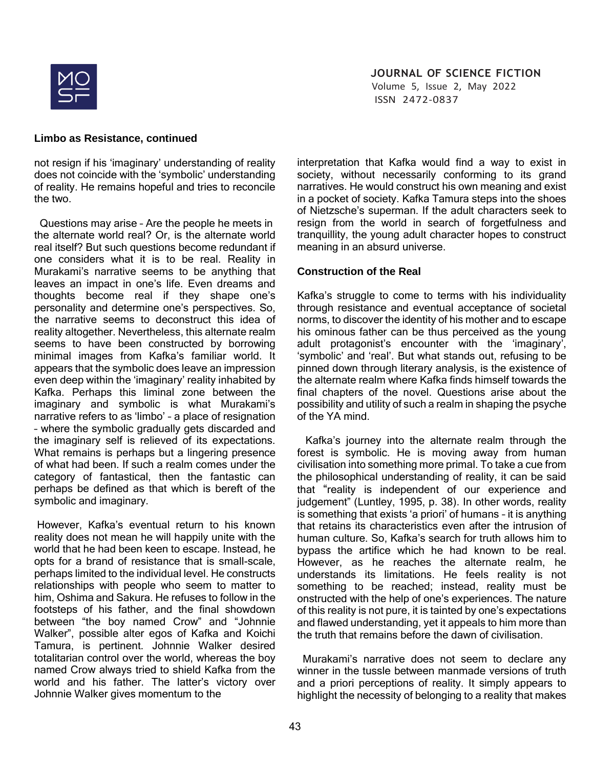**Limbo as Resistance, continued**

not resign if his 'imaginary' understanding of reality does not coincide with the 'symbolic' understanding of reality. He remains hopeful and tries to reconcile the two.

Questions may arise – Are the people he meets in the alternate world real? Or, is the alternate world real itself? But such questions become redundant if one considers what it is to be real. Reality in Murakami's narrative seems to be anything that leaves an impact in one's life. Even dreams and thoughts become real if they shape one's personality and determine one's perspectives. So, the narrative seems to deconstruct this idea of reality altogether. Nevertheless, this alternate realm seems to have been constructed by borrowing minimal images from Kafka's familiar world. It appears that the symbolic does leave an impression even deep within the 'imaginary' reality inhabited by Kafka. Perhaps this liminal zone between the imaginary and symbolic is what Murakami's narrative refers to as 'limbo' – a place of resignation – where the symbolic gradually gets discarded and the imaginary self is relieved of its expectations. What remains is perhaps but a lingering presence of what had been. If such a realm comes under the category of fantastical, then the fantastic can perhaps be defined as that which is bereft of the symbolic and imaginary.

However, Kafka's eventual return to his known reality does not mean he will happily unite with the world that he had been keen to escape. Instead, he opts for a brand of resistance that is small-scale, perhaps limited to the individual level. He constructs relationships with people who seem to matter to him, Oshima and Sakura. He refuses to follow in the footsteps of his father, and the final showdown between "the boy named Crow" and "Johnnie Walker", possible alter egos of Kafka and Koichi Tamura, is pertinent. Johnnie Walker desired totalitarian control over the world, whereas the boy named Crow always tried to shield Kafka from the world and his father. The latter's victory over Johnnie Walker gives momentum to the interpretation that Kafka would find a way to exist in society, without necessarily conforming to its grand narratives. He would construct his own meaning and exist in a pocket of society. Kafka Tamura steps into the shoes of Nietzsche's superman. If the adult characters seek to resign from the world in search of forgetfulness and tranquillity, the young adult character hopes to construct meaning in an absurd universe.

**Construction of the Real**

Kafka's struggle to come to terms with his individuality through resistance and eventual acceptance of societal norms, to discover the identity of his mother and to escape his ominous father can be thus perceived as the young adult protagonist's encounter with the 'imaginary', 'symbolic' and 'real'. But what stands out, refusing to be pinned down through literary analysis, is the existence of the alternate realm where Kafka finds himself towards the final chapters of the novel. Questions arise about the possibility and utility of such a realm in shaping the psyche of the YA mind.

Kafka's journey into the alternate realm through the forest is symbolic. He is moving away from human civilisation into something more primal. To take a cue from the philosophical understanding of reality, it can be said that "reality is independent of our experience and judgement" (Luntley, 1995, p. 38). In other words, reality is something that exists 'a priori' of humans – it is anything that retains its characteristics even after the intrusion of human culture. So, Kafka's search for truth allows him to bypass the artifice which he had known to be real. However, as he reaches the alternate realm, he understands its limitations. He feels reality is not something to be reached; instead, reality must be onstructed with the help of one's experiences. The nature of this reality is not pure, it is tainted by one's expectations and flawed understanding, yet it appeals to him more than the truth that remains before the dawn of civilisation.

Murakami's narrative does not seem to declare any winner in the tussle between manmade versions of truth and a priori perceptions of reality. It simply appears to highlight the necessity of belonging to a reality that makes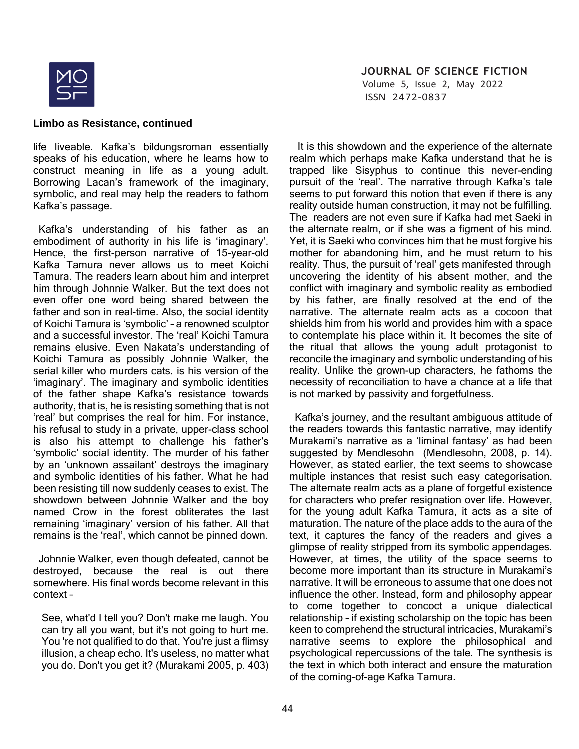**Limbo as Resistance, continued**

life liveable. Kafka's bildungsroman essentially speaks of his education, where he learns how to construct meaning in life as a young adult. Borrowing Lacan's framework of the imaginary, symbolic, and real may help the readers to fathom Kafka's passage.

Kafka's understanding of his father as an embodiment of authority in his life is 'imaginary'. Hence, the first-person narrative of 15-year-old Kafka Tamura never allows us to meet Koichi Tamura. The readers learn about him and interpret him through Johnnie Walker. But the text does not even offer one word being shared between the father and son in real-time. Also, the social identity of Koichi Tamura is 'symbolic' – a renowned sculptor and a successful investor. The 'real' Koichi Tamura remains elusive. Even Nakata's understanding of Koichi Tamura as possibly Johnnie Walker, the serial killer who murders cats, is his version of the 'imaginary'. The imaginary and symbolic identities of the father shape Kafka's resistance towards authority, that is, he is resisting something that is not 'real' but comprises the real for him. For instance, his refusal to study in a private, upper-class school is also his attempt to challenge his father's 'symbolic' social identity. The murder of his father by an 'unknown assailant' destroys the imaginary and symbolic identities of his father. What he had been resisting till now suddenly ceases to exist. The showdown between Johnnie Walker and the boy named Crow in the forest obliterates the last remaining 'imaginary' version of his father. All that remains is the 'real', which cannot be pinned down.

Johnnie Walker, even though defeated, cannot be destroyed, because the real is out there somewhere. His final words become relevant in this context –

> See, what'd I tell you? Don't make me laugh. You can try all you want, but it's not going to hurt me. You 're not qualified to do that. You're just a flimsy illusion, a cheap echo. It's useless, no matter what you do. Don't you get it? (Murakami 2005, p. 403)

It is this showdown and the experience of the alternate realm which perhaps make Kafka understand that he is trapped like Sisyphus to continue this never-ending pursuit of the 'real'. The narrative through Kafka's tale seems to put forward this notion that even if there is any reality outside human construction, it may not be fulfilling. The readers are not even sure if Kafka had met Saeki in the alternate realm, or if she was a figment of his mind. Yet, it is Saeki who convinces him that he must forgive his mother for abandoning him, and he must return to his reality. Thus, the pursuit of 'real' gets manifested through uncovering the identity of his absent mother, and the conflict with imaginary and symbolic reality as embodied by his father, are finally resolved at the end of the narrative. The alternate realm acts as a cocoon that shields him from his world and provides him with a space to contemplate his place within it. It becomes the site of the ritual that allows the young adult protagonist to reconcile the imaginary and symbolic understanding of his reality. Unlike the grown-up characters, he fathoms the necessity of reconciliation to have a chance at a life that is not marked by passivity and forgetfulness.

Kafka's journey, and the resultant ambiguous attitude of the readers towards this fantastic narrative, may identify Murakami's narrative as a 'liminal fantasy' as had been suggested by Mendlesohn (Mendlesohn, 2008, p. 14). However, as stated earlier, the text seems to showcase multiple instances that resist such easy categorisation. The alternate realm acts as a plane of forgetful existence for characters who prefer resignation over life. However, for the young adult Kafka Tamura, it acts as a site of maturation. The nature of the place adds to the aura of the text, it captures the fancy of the readers and gives a glimpse of reality stripped from its symbolic appendages. However, at times, the utility of the space seems to become more important than its structure in Murakami's narrative. It will be erroneous to assume that one does not influence the other. Instead, form and philosophy appear to come together to concoct a unique dialectical relationship – if existing scholarship on the topic has been keen to comprehend the structural intricacies, Murakami's narrative seems to explore the philosophical and psychological repercussions of the tale. The synthesis is the text in which both interact and ensure the maturation of the coming-of-age Kafka Tamura.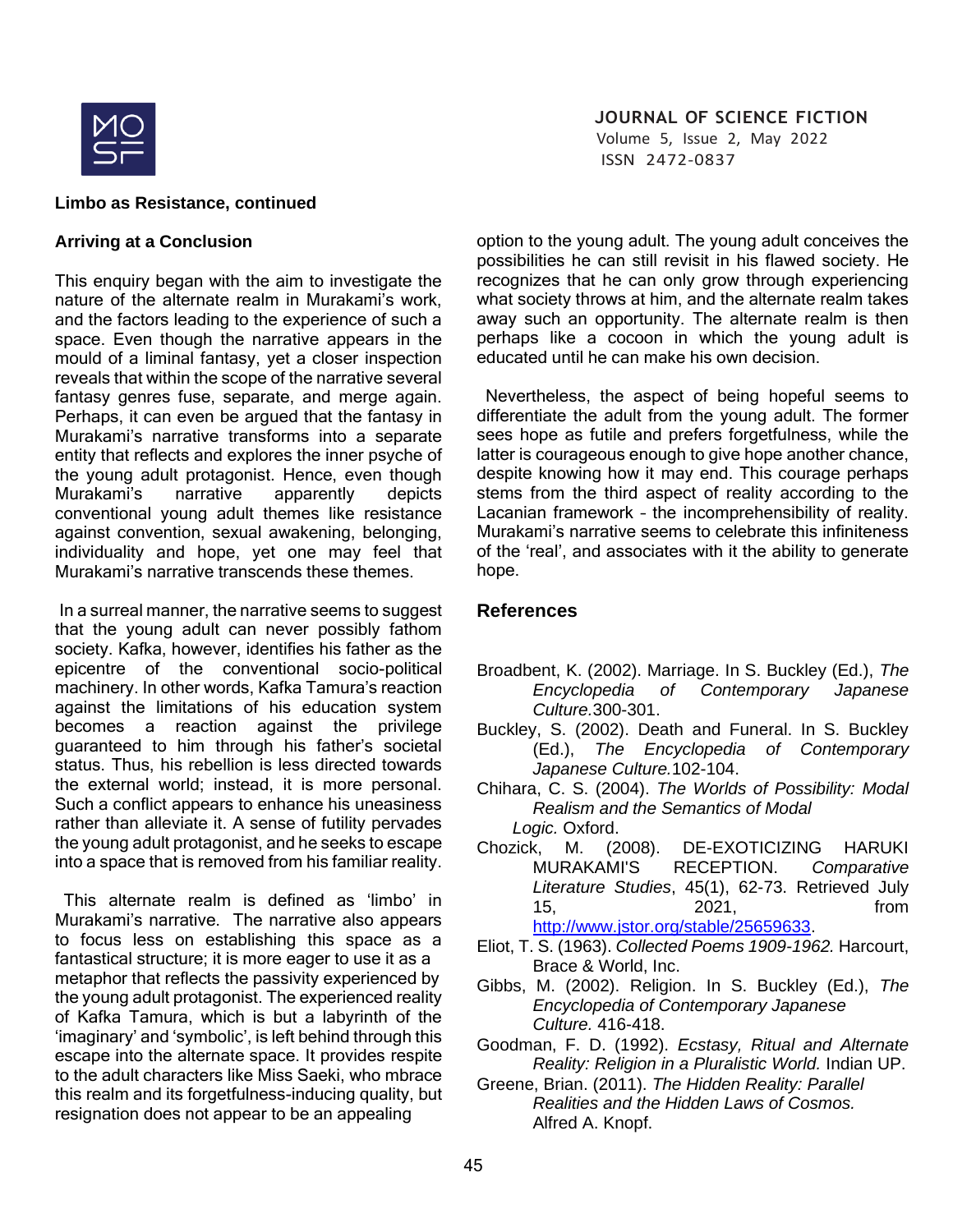**Limbo as Resistance, continued**

**Arriving at a Conclusion**

This enquiry began with the aim to investigate the nature of the alternate realm in Murakami's work, and the factors leading to the experience of such a space. Even though the narrative appears in the mould of a liminal fantasy, yet a closer inspection reveals that within the scope of the narrative several fantasy genres fuse, separate, and merge again. Perhaps, it can even be argued that the fantasy in Murakami's narrative transforms into a separate entity that reflects and explores the inner psyche of the young adult protagonist. Hence, even though Murakami's narrative apparently depicts conventional young adult themes like resistance against convention, sexual awakening, belonging, individuality and hope, yet one may feel that Murakami's narrative transcends these themes.

In a surreal manner, the narrative seems to suggest that the young adult can never possibly fathom society. Kafka, however, identifies his father as the epicentre of the conventional socio-political machinery. In other words, Kafka Tamura's reaction against the limitations of his education system becomes a reaction against the privilege guaranteed to him through his father's societal status. Thus, his rebellion is less directed towards the external world; instead, it is more personal. Such a conflict appears to enhance his uneasiness rather than alleviate it. A sense of futility pervades the young adult protagonist, and he seeks to escape into a space that is removed from his familiar reality.

This alternate realm is defined as 'limbo' in Murakami's narrative. The narrative also appears to focus less on establishing this space as a fantastical structure; it is more eager to use it as a metaphor that reflects the passivity experienced by the young adult protagonist. The experienced reality of Kafka Tamura, which is but a labyrinth of the 'imaginary' and 'symbolic', is left behind through this escape into the alternate space. It provides respite to the adult characters like Miss Saeki, who mbrace this realm and its forgetfulness-inducing quality, but resignation does not appear to be an appealing option to the young adult. The young adult conceives the possibilities he can still revisit in his flawed society. He recognizes that he can only grow through experiencing what society throws at him, and the alternate realm takes away such an opportunity. The alternate realm is then perhaps like a cocoon in which the young adult is educated until he can make his own decision.

Nevertheless, the aspect of being hopeful seems to differentiate the adult from the young adult. The former sees hope as futile and prefers forgetfulness, while the latter is courageous enough to give hope another chance, despite knowing how it may end. This courage perhaps stems from the third aspect of reality according to the Lacanian framework - the incomprehensibility of reality. Murakami's narrative seems to celebrate this infiniteness of the 'real', and associates with it the ability to generate hope.

## References

Broadbent, K. (2002). Marriage. In S. Buckley (Ed.), *The Encyclopedia of Contemporary Japanese Culture.* 300-301.

Buckley, S. (2002). Death and Funeral. In S. Buckley (Ed.), *The Encyclopedia of Contemporary Japanese Culture.* 102-104.

Chihara, C. S. (2004). *The Worlds of Possibility: Modal Realism and the Semantics of Modal Logic.* Oxford.

Chozick, M. (2008). DE-EXOTICIZING HARUKI MURAKAMI'S RECEPTION. *Comparative Literature Studies*, 45(1), 62-73. Retrieved July 15, 2021, from http://www.jstor.org/stable/25659633.

Eliot, T. S. (1963). *Collected Poems 1909-1962.* Harcourt, Brace & World, Inc.

Gibbs, M. (2002). Religion. In S. Buckley (Ed.), *The Encyclopedia of Contemporary Japanese Culture.* 416-418.

Goodman, F. D. (1992). *Ecstasy, Ritual and Alternate Reality: Religion in a Pluralistic World.* Indian UP.

Greene, Brian. (2011). *The Hidden Reality: Parallel Realities and the Hidden Laws of Cosmos.* Alfred A. Knopf.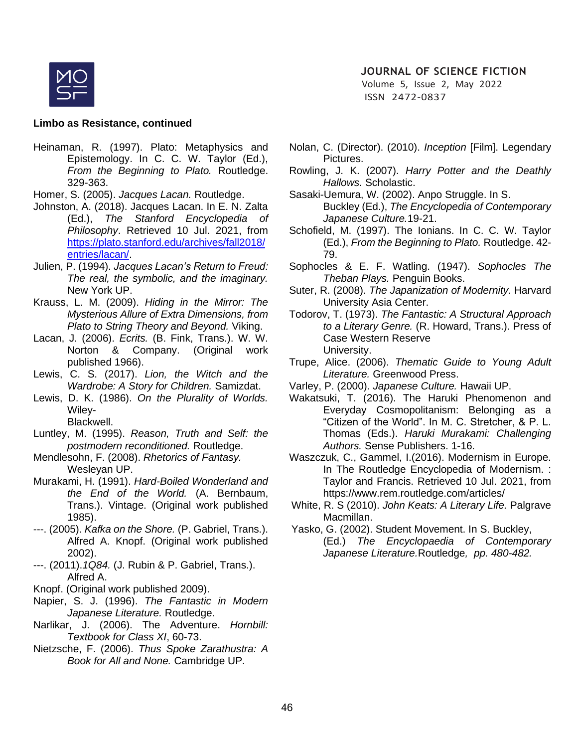**Limbo as Resistance, continued**

Heinaman, R. (1997). Plato: Metaphysics and Epistemology. In C. C. W. Taylor (Ed.), *From the Beginning to Plato.* Routledge. 329-363.

Homer, S. (2005). *Jacques Lacan.* Routledge.

Johnston, A. (2018). Jacques Lacan. In E. N. Zalta (Ed.), *The Stanford Encyclopedia of Philosophy*. Retrieved 10 Jul. 2021, from https://plato.stanford.edu/archives/fall2018/entries/lacan/.

Julien, P. (1994). *Jacques Lacan's Return to Freud: The real, the symbolic, and the imaginary.* New York UP.

Krauss, L. M. (2009). *Hiding in the Mirror: The Mysterious Allure of Extra Dimensions, from Plato to String Theory and Beyond.* Viking.

Lacan, J. (2006). *Ecrits.* (B. Fink, Trans.). W. W. Norton & Company. (Original work published 1966).

Lewis, C. S. (2017). *Lion, the Witch and the Wardrobe: A Story for Children.* Samizdat.

Lewis, D. K. (1986). *On the Plurality of Worlds.* Wiley-Blackwell.

Luntley, M. (1995). *Reason, Truth and Self: the postmodern reconditioned.* Routledge.

Mendlesohn, F. (2008). *Rhetorics of Fantasy.* Wesleyan UP.

Murakami, H. (1991). *Hard-Boiled Wonderland and the End of the World.* (A. Bernbaum, Trans.). Vintage. (Original work published 1985).

---. (2005). *Kafka on the Shore.* (P. Gabriel, Trans.). Alfred A. Knopf. (Original work published 2002).

---. (2011).*1Q84.* (J. Rubin & P. Gabriel, Trans.). Alfred A.
Knopf. (Original work published 2009).

Napier, S. J. (1996). *The Fantastic in Modern Japanese Literature.* Routledge.

Narlikar, J. (2006). The Adventure. *Hornbill: Textbook for Class XI*, 60-73.

Nietzsche, F. (2006). *Thus Spoke Zarathustra: A Book for All and None.* Cambridge UP.

Nolan, C. (Director). (2010). *Inception* [Film]. Legendary Pictures.

Rowling, J. K. (2007). *Harry Potter and the Deathly Hallows.* Scholastic.

Sasaki-Uemura, W. (2002). Anpo Struggle. In S. Buckley (Ed.), *The Encyclopedia of Contemporary Japanese Culture.*19-21.

Schofield, M. (1997). The Ionians. In C. C. W. Taylor (Ed.), *From the Beginning to Plato.* Routledge. 42-79.

Sophocles & E. F. Watling. (1947). *Sophocles The Theban Plays.* Penguin Books.

Suter, R. (2008). *The Japanization of Modernity.* Harvard University Asia Center.

Todorov, T. (1973). *The Fantastic: A Structural Approach to a Literary Genre.* (R. Howard, Trans.). Press of Case Western Reserve University.

Trupe, Alice. (2006). *Thematic Guide to Young Adult Literature.* Greenwood Press.

Varley, P. (2000). *Japanese Culture.* Hawaii UP.

Wakatsuki, T. (2016). The Haruki Phenomenon and Everyday Cosmopolitanism: Belonging as a "Citizen of the World". In M. C. Stretcher, & P. L. Thomas (Eds.). *Haruki Murakami: Challenging Authors.* Sense Publishers. 1-16.

Waszczuk, C., Gammel, I.(2016). Modernism in Europe. In The Routledge Encyclopedia of Modernism. : Taylor and Francis. Retrieved 10 Jul. 2021, from https://www.rem.routledge.com/articles/

White, R. S (2010). *John Keats: A Literary Life.* Palgrave Macmillan.

Yasko, G. (2002). Student Movement. In S. Buckley, (Ed.) *The Encyclopaedia of Contemporary Japanese Literature.*Routledge*, pp. 480-482.*